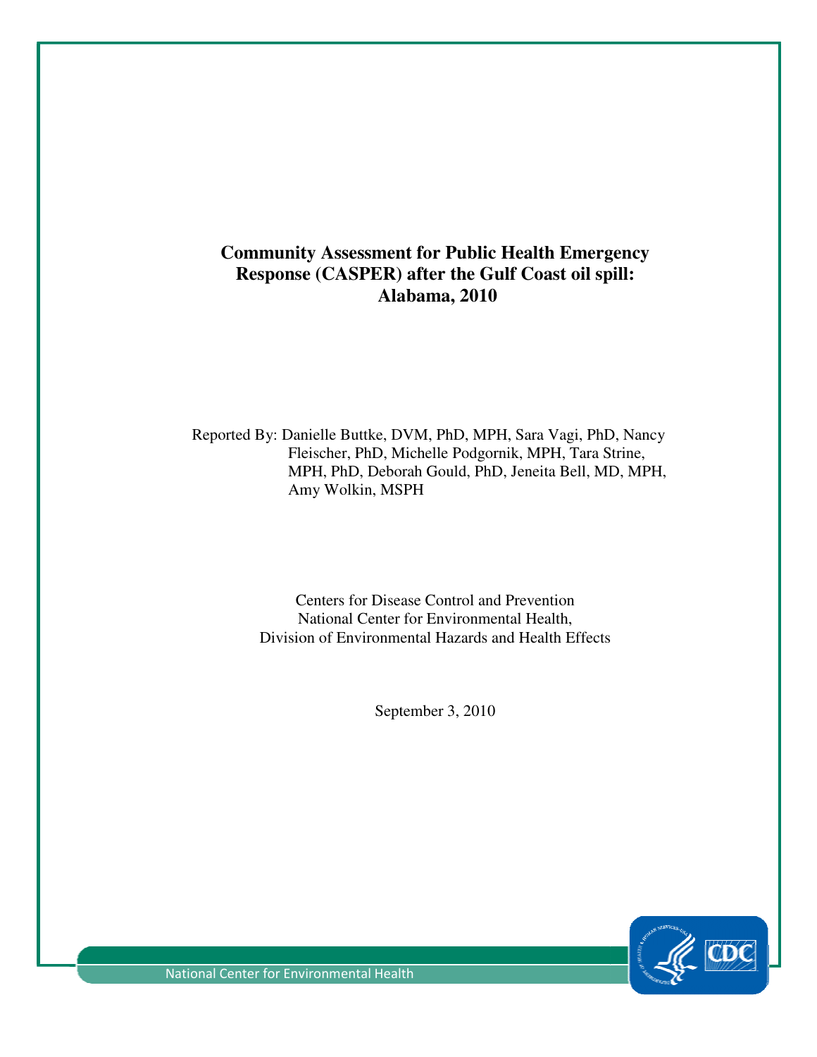# Community Assessment for Public Health Emergency Response (CASPER) after the Gulf Coast oil spill: Alabama, 2010

Reported By: Danielle Buttke, DVM, PhD, MPH, Sara Vagi, PhD, Nancy Fleischer, PhD, Michelle Podgornik, MPH, Tara Strine, MPH, PhD, Deborah Gould, PhD, Jeneita Bell, MD, MPH, Amy Wolkin, MSPH

Centers for Disease Control and Prevention
National Center for Environmental Health,
Division of Environmental Hazards and Health Effects

September 3, 2010

National Center for Environmental Health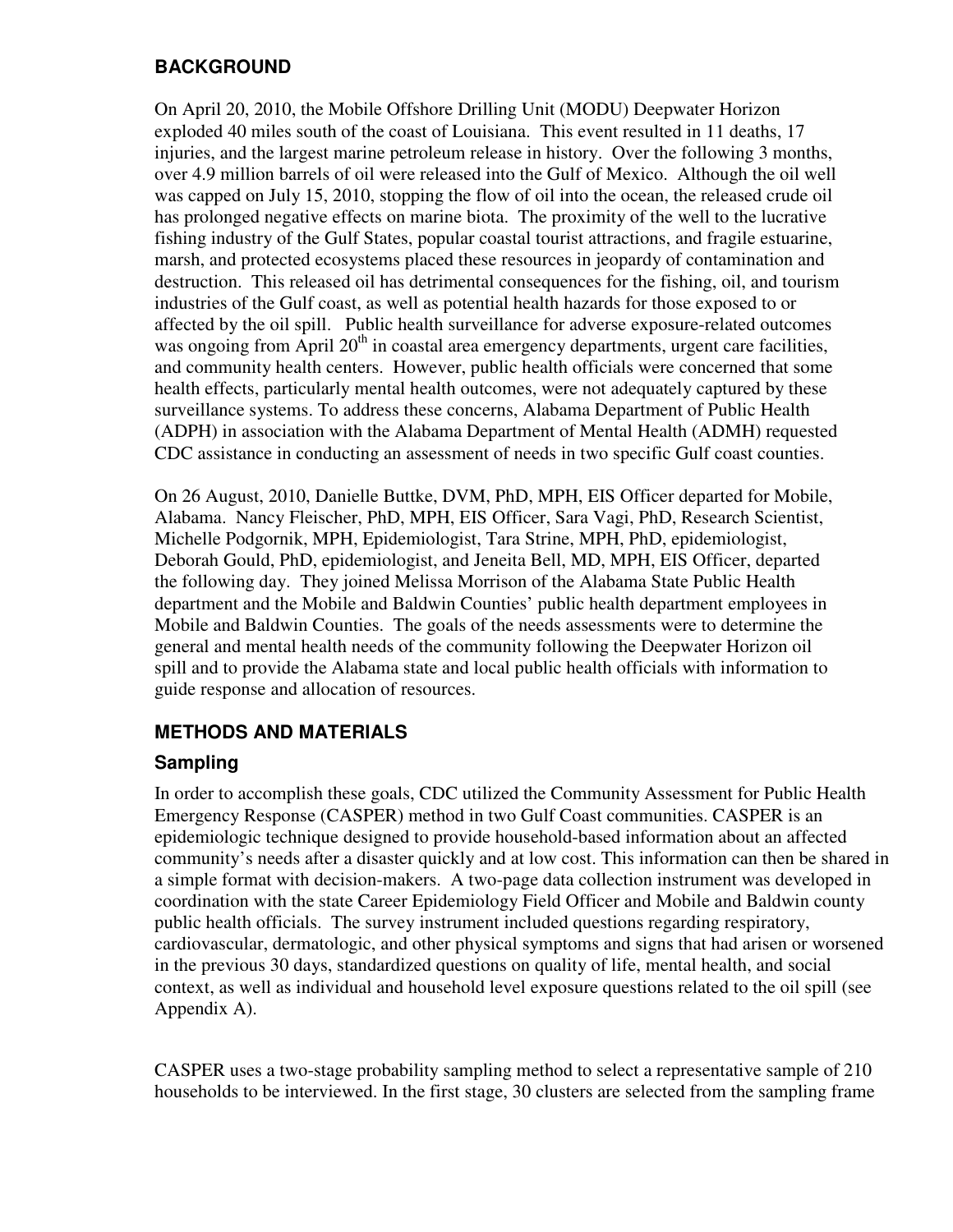## BACKGROUND

On April 20, 2010, the Mobile Offshore Drilling Unit (MODU) Deepwater Horizon exploded 40 miles south of the coast of Louisiana. This event resulted in 11 deaths, 17 injuries, and the largest marine petroleum release in history. Over the following 3 months, over 4.9 million barrels of oil were released into the Gulf of Mexico. Although the oil well was capped on July 15, 2010, stopping the flow of oil into the ocean, the released crude oil has prolonged negative effects on marine biota. The proximity of the well to the lucrative fishing industry of the Gulf States, popular coastal tourist attractions, and fragile estuarine, marsh, and protected ecosystems placed these resources in jeopardy of contamination and destruction. This released oil has detrimental consequences for the fishing, oil, and tourism industries of the Gulf coast, as well as potential health hazards for those exposed to or affected by the oil spill. Public health surveillance for adverse exposure-related outcomes was ongoing from April 20th in coastal area emergency departments, urgent care facilities, and community health centers. However, public health officials were concerned that some health effects, particularly mental health outcomes, were not adequately captured by these surveillance systems. To address these concerns, Alabama Department of Public Health (ADPH) in association with the Alabama Department of Mental Health (ADMH) requested CDC assistance in conducting an assessment of needs in two specific Gulf coast counties.

On 26 August, 2010, Danielle Buttke, DVM, PhD, MPH, EIS Officer departed for Mobile, Alabama. Nancy Fleischer, PhD, MPH, EIS Officer, Sara Vagi, PhD, Research Scientist, Michelle Podgornik, MPH, Epidemiologist, Tara Strine, MPH, PhD, epidemiologist, Deborah Gould, PhD, epidemiologist, and Jeneita Bell, MD, MPH, EIS Officer, departed the following day. They joined Melissa Morrison of the Alabama State Public Health department and the Mobile and Baldwin Counties' public health department employees in Mobile and Baldwin Counties. The goals of the needs assessments were to determine the general and mental health needs of the community following the Deepwater Horizon oil spill and to provide the Alabama state and local public health officials with information to guide response and allocation of resources.

## METHODS AND MATERIALS

### Sampling

In order to accomplish these goals, CDC utilized the Community Assessment for Public Health Emergency Response (CASPER) method in two Gulf Coast communities. CASPER is an epidemiologic technique designed to provide household-based information about an affected community's needs after a disaster quickly and at low cost. This information can then be shared in a simple format with decision-makers. A two-page data collection instrument was developed in coordination with the state Career Epidemiology Field Officer and Mobile and Baldwin county public health officials. The survey instrument included questions regarding respiratory, cardiovascular, dermatologic, and other physical symptoms and signs that had arisen or worsened in the previous 30 days, standardized questions on quality of life, mental health, and social context, as well as individual and household level exposure questions related to the oil spill (see Appendix A).

CASPER uses a two-stage probability sampling method to select a representative sample of 210 households to be interviewed. In the first stage, 30 clusters are selected from the sampling frame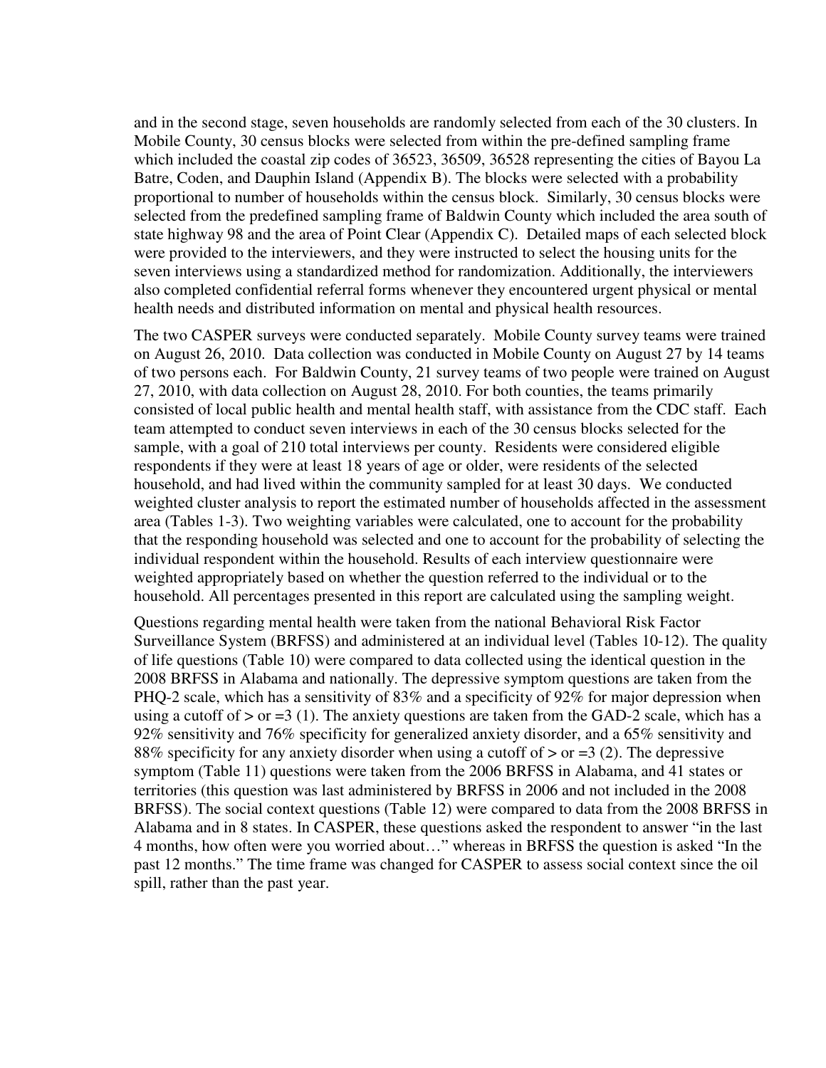and in the second stage, seven households are randomly selected from each of the 30 clusters. In Mobile County, 30 census blocks were selected from within the pre-defined sampling frame which included the coastal zip codes of 36523, 36509, 36528 representing the cities of Bayou La Batre, Coden, and Dauphin Island (Appendix B). The blocks were selected with a probability proportional to number of households within the census block. Similarly, 30 census blocks were selected from the predefined sampling frame of Baldwin County which included the area south of state highway 98 and the area of Point Clear (Appendix C). Detailed maps of each selected block were provided to the interviewers, and they were instructed to select the housing units for the seven interviews using a standardized method for randomization. Additionally, the interviewers also completed confidential referral forms whenever they encountered urgent physical or mental health needs and distributed information on mental and physical health resources.

The two CASPER surveys were conducted separately. Mobile County survey teams were trained on August 26, 2010. Data collection was conducted in Mobile County on August 27 by 14 teams of two persons each. For Baldwin County, 21 survey teams of two people were trained on August 27, 2010, with data collection on August 28, 2010. For both counties, the teams primarily consisted of local public health and mental health staff, with assistance from the CDC staff. Each team attempted to conduct seven interviews in each of the 30 census blocks selected for the sample, with a goal of 210 total interviews per county. Residents were considered eligible respondents if they were at least 18 years of age or older, were residents of the selected household, and had lived within the community sampled for at least 30 days. We conducted weighted cluster analysis to report the estimated number of households affected in the assessment area (Tables 1-3). Two weighting variables were calculated, one to account for the probability that the responding household was selected and one to account for the probability of selecting the individual respondent within the household. Results of each interview questionnaire were weighted appropriately based on whether the question referred to the individual or to the household. All percentages presented in this report are calculated using the sampling weight.

Questions regarding mental health were taken from the national Behavioral Risk Factor Surveillance System (BRFSS) and administered at an individual level (Tables 10-12). The quality of life questions (Table 10) were compared to data collected using the identical question in the 2008 BRFSS in Alabama and nationally. The depressive symptom questions are taken from the PHQ-2 scale, which has a sensitivity of 83% and a specificity of 92% for major depression when using a cutoff of > or =3 (1). The anxiety questions are taken from the GAD-2 scale, which has a 92% sensitivity and 76% specificity for generalized anxiety disorder, and a 65% sensitivity and 88% specificity for any anxiety disorder when using a cutoff of > or =3 (2). The depressive symptom (Table 11) questions were taken from the 2006 BRFSS in Alabama, and 41 states or territories (this question was last administered by BRFSS in 2006 and not included in the 2008 BRFSS). The social context questions (Table 12) were compared to data from the 2008 BRFSS in Alabama and in 8 states. In CASPER, these questions asked the respondent to answer "in the last 4 months, how often were you worried about…" whereas in BRFSS the question is asked "In the past 12 months." The time frame was changed for CASPER to assess social context since the oil spill, rather than the past year.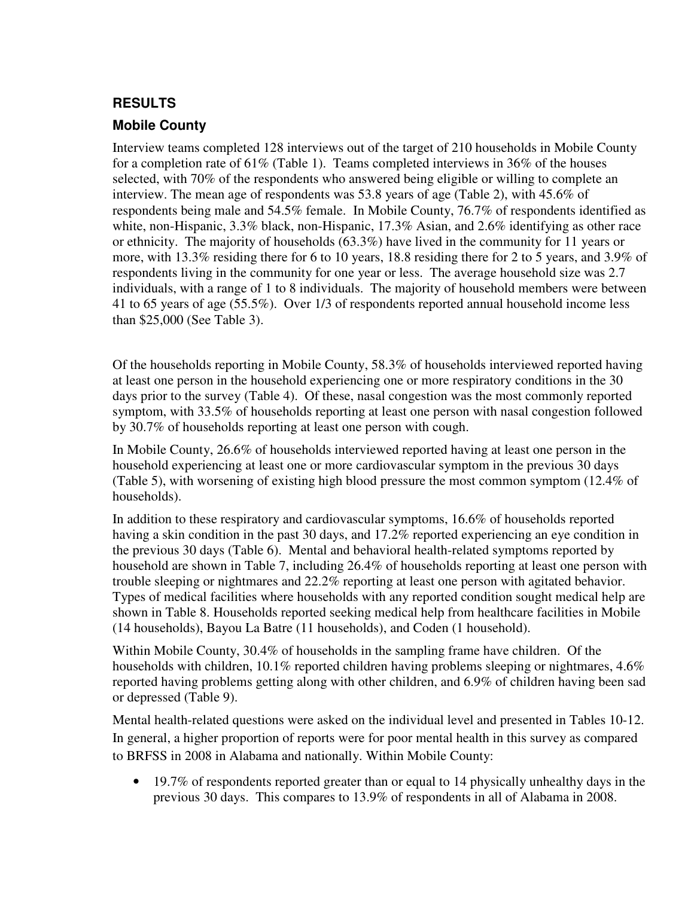## RESULTS

### Mobile County

Interview teams completed 128 interviews out of the target of 210 households in Mobile County for a completion rate of 61% (Table 1). Teams completed interviews in 36% of the houses selected, with 70% of the respondents who answered being eligible or willing to complete an interview. The mean age of respondents was 53.8 years of age (Table 2), with 45.6% of respondents being male and 54.5% female. In Mobile County, 76.7% of respondents identified as white, non-Hispanic, 3.3% black, non-Hispanic, 17.3% Asian, and 2.6% identifying as other race or ethnicity. The majority of households (63.3%) have lived in the community for 11 years or more, with 13.3% residing there for 6 to 10 years, 18.8 residing there for 2 to 5 years, and 3.9% of respondents living in the community for one year or less. The average household size was 2.7 individuals, with a range of 1 to 8 individuals. The majority of household members were between 41 to 65 years of age (55.5%). Over 1/3 of respondents reported annual household income less than $25,000 (See Table 3).

Of the households reporting in Mobile County, 58.3% of households interviewed reported having at least one person in the household experiencing one or more respiratory conditions in the 30 days prior to the survey (Table 4). Of these, nasal congestion was the most commonly reported symptom, with 33.5% of households reporting at least one person with nasal congestion followed by 30.7% of households reporting at least one person with cough.

In Mobile County, 26.6% of households interviewed reported having at least one person in the household experiencing at least one or more cardiovascular symptom in the previous 30 days (Table 5), with worsening of existing high blood pressure the most common symptom (12.4% of households).

In addition to these respiratory and cardiovascular symptoms, 16.6% of households reported having a skin condition in the past 30 days, and 17.2% reported experiencing an eye condition in the previous 30 days (Table 6). Mental and behavioral health-related symptoms reported by household are shown in Table 7, including 26.4% of households reporting at least one person with trouble sleeping or nightmares and 22.2% reporting at least one person with agitated behavior. Types of medical facilities where households with any reported condition sought medical help are shown in Table 8. Households reported seeking medical help from healthcare facilities in Mobile (14 households), Bayou La Batre (11 households), and Coden (1 household).

Within Mobile County, 30.4% of households in the sampling frame have children. Of the households with children, 10.1% reported children having problems sleeping or nightmares, 4.6% reported having problems getting along with other children, and 6.9% of children having been sad or depressed (Table 9).

Mental health-related questions were asked on the individual level and presented in Tables 10-12. In general, a higher proportion of reports were for poor mental health in this survey as compared to BRFSS in 2008 in Alabama and nationally. Within Mobile County:

- 19.7% of respondents reported greater than or equal to 14 physically unhealthy days in the previous 30 days. This compares to 13.9% of respondents in all of Alabama in 2008.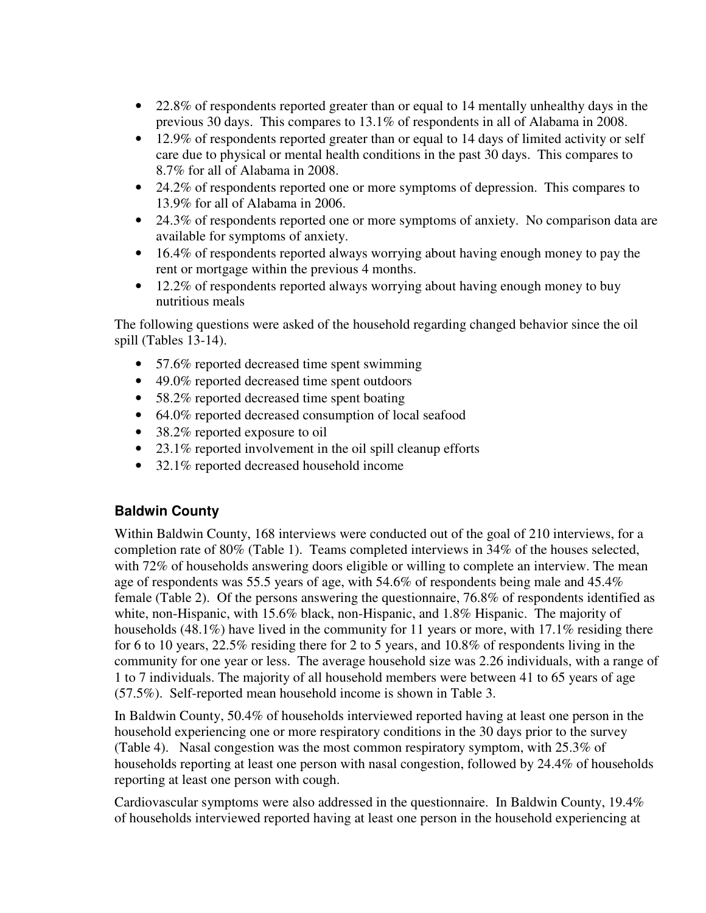- 22.8% of respondents reported greater than or equal to 14 mentally unhealthy days in the previous 30 days. This compares to 13.1% of respondents in all of Alabama in 2008.
- 12.9% of respondents reported greater than or equal to 14 days of limited activity or self care due to physical or mental health conditions in the past 30 days. This compares to 8.7% for all of Alabama in 2008.
- 24.2% of respondents reported one or more symptoms of depression. This compares to 13.9% for all of Alabama in 2006.
- 24.3% of respondents reported one or more symptoms of anxiety. No comparison data are available for symptoms of anxiety.
- 16.4% of respondents reported always worrying about having enough money to pay the rent or mortgage within the previous 4 months.
- 12.2% of respondents reported always worrying about having enough money to buy nutritious meals

The following questions were asked of the household regarding changed behavior since the oil spill (Tables 13-14).

- 57.6% reported decreased time spent swimming
- 49.0% reported decreased time spent outdoors
- 58.2% reported decreased time spent boating
- 64.0% reported decreased consumption of local seafood
- 38.2% reported exposure to oil
- 23.1% reported involvement in the oil spill cleanup efforts
- 32.1% reported decreased household income

## Baldwin County

Within Baldwin County, 168 interviews were conducted out of the goal of 210 interviews, for a completion rate of 80% (Table 1). Teams completed interviews in 34% of the houses selected, with 72% of households answering doors eligible or willing to complete an interview. The mean age of respondents was 55.5 years of age, with 54.6% of respondents being male and 45.4% female (Table 2). Of the persons answering the questionnaire, 76.8% of respondents identified as white, non-Hispanic, with 15.6% black, non-Hispanic, and 1.8% Hispanic. The majority of households (48.1%) have lived in the community for 11 years or more, with 17.1% residing there for 6 to 10 years, 22.5% residing there for 2 to 5 years, and 10.8% of respondents living in the community for one year or less. The average household size was 2.26 individuals, with a range of 1 to 7 individuals. The majority of all household members were between 41 to 65 years of age (57.5%). Self-reported mean household income is shown in Table 3.

In Baldwin County, 50.4% of households interviewed reported having at least one person in the household experiencing one or more respiratory conditions in the 30 days prior to the survey (Table 4). Nasal congestion was the most common respiratory symptom, with 25.3% of households reporting at least one person with nasal congestion, followed by 24.4% of households reporting at least one person with cough.

Cardiovascular symptoms were also addressed in the questionnaire. In Baldwin County, 19.4% of households interviewed reported having at least one person in the household experiencing at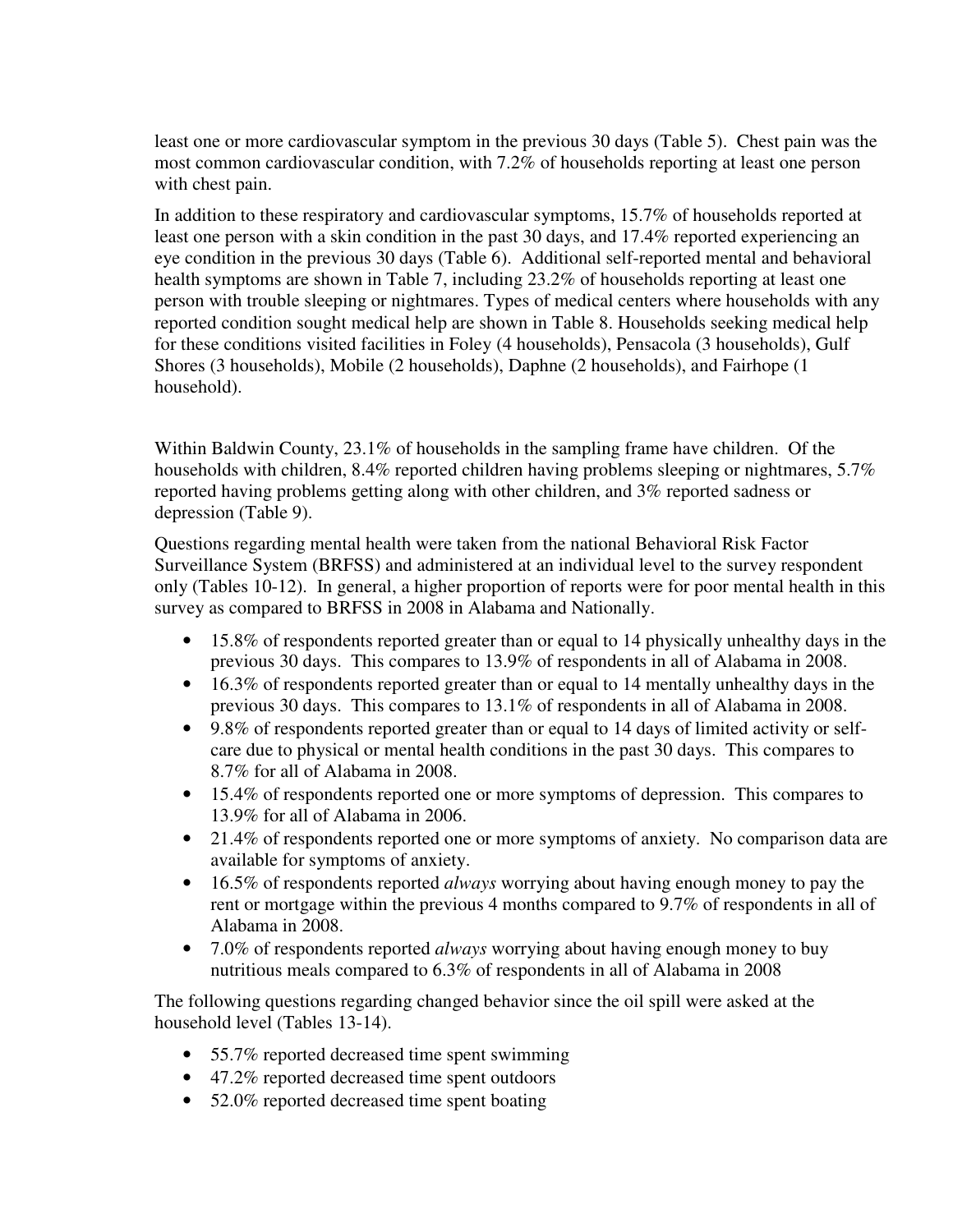least one or more cardiovascular symptom in the previous 30 days (Table 5). Chest pain was the most common cardiovascular condition, with 7.2% of households reporting at least one person with chest pain.

In addition to these respiratory and cardiovascular symptoms, 15.7% of households reported at least one person with a skin condition in the past 30 days, and 17.4% reported experiencing an eye condition in the previous 30 days (Table 6). Additional self-reported mental and behavioral health symptoms are shown in Table 7, including 23.2% of households reporting at least one person with trouble sleeping or nightmares. Types of medical centers where households with any reported condition sought medical help are shown in Table 8. Households seeking medical help for these conditions visited facilities in Foley (4 households), Pensacola (3 households), Gulf Shores (3 households), Mobile (2 households), Daphne (2 households), and Fairhope (1 household).

Within Baldwin County, 23.1% of households in the sampling frame have children. Of the households with children, 8.4% reported children having problems sleeping or nightmares, 5.7% reported having problems getting along with other children, and 3% reported sadness or depression (Table 9).

Questions regarding mental health were taken from the national Behavioral Risk Factor Surveillance System (BRFSS) and administered at an individual level to the survey respondent only (Tables 10-12). In general, a higher proportion of reports were for poor mental health in this survey as compared to BRFSS in 2008 in Alabama and Nationally.

- 15.8% of respondents reported greater than or equal to 14 physically unhealthy days in the previous 30 days. This compares to 13.9% of respondents in all of Alabama in 2008.
- 16.3% of respondents reported greater than or equal to 14 mentally unhealthy days in the previous 30 days. This compares to 13.1% of respondents in all of Alabama in 2008.
- 9.8% of respondents reported greater than or equal to 14 days of limited activity or self-care due to physical or mental health conditions in the past 30 days. This compares to 8.7% for all of Alabama in 2008.
- 15.4% of respondents reported one or more symptoms of depression. This compares to 13.9% for all of Alabama in 2006.
- 21.4% of respondents reported one or more symptoms of anxiety. No comparison data are available for symptoms of anxiety.
- 16.5% of respondents reported *always* worrying about having enough money to pay the rent or mortgage within the previous 4 months compared to 9.7% of respondents in all of Alabama in 2008.
- 7.0% of respondents reported *always* worrying about having enough money to buy nutritious meals compared to 6.3% of respondents in all of Alabama in 2008

The following questions regarding changed behavior since the oil spill were asked at the household level (Tables 13-14).

- 55.7% reported decreased time spent swimming
- 47.2% reported decreased time spent outdoors
- 52.0% reported decreased time spent boating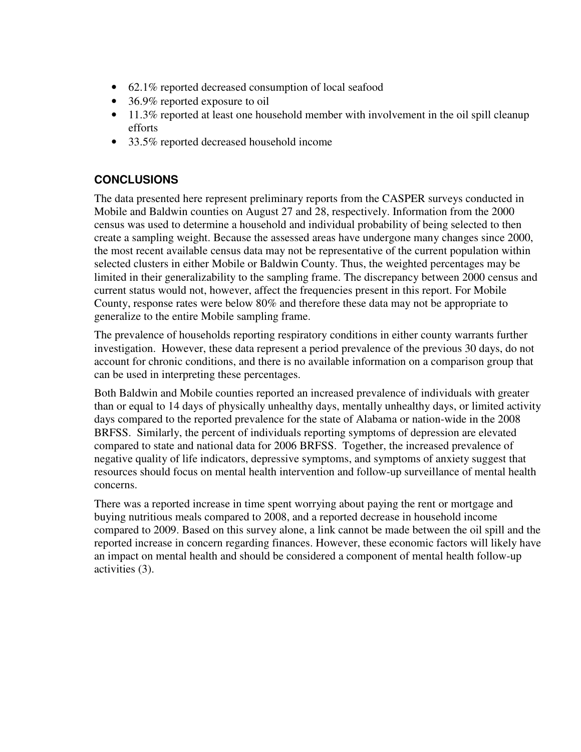- 62.1% reported decreased consumption of local seafood
- 36.9% reported exposure to oil
- 11.3% reported at least one household member with involvement in the oil spill cleanup efforts
- 33.5% reported decreased household income

## CONCLUSIONS

The data presented here represent preliminary reports from the CASPER surveys conducted in Mobile and Baldwin counties on August 27 and 28, respectively. Information from the 2000 census was used to determine a household and individual probability of being selected to then create a sampling weight. Because the assessed areas have undergone many changes since 2000, the most recent available census data may not be representative of the current population within selected clusters in either Mobile or Baldwin County. Thus, the weighted percentages may be limited in their generalizability to the sampling frame. The discrepancy between 2000 census and current status would not, however, affect the frequencies present in this report. For Mobile County, response rates were below 80% and therefore these data may not be appropriate to generalize to the entire Mobile sampling frame.

The prevalence of households reporting respiratory conditions in either county warrants further investigation. However, these data represent a period prevalence of the previous 30 days, do not account for chronic conditions, and there is no available information on a comparison group that can be used in interpreting these percentages.

Both Baldwin and Mobile counties reported an increased prevalence of individuals with greater than or equal to 14 days of physically unhealthy days, mentally unhealthy days, or limited activity days compared to the reported prevalence for the state of Alabama or nation-wide in the 2008 BRFSS. Similarly, the percent of individuals reporting symptoms of depression are elevated compared to state and national data for 2006 BRFSS. Together, the increased prevalence of negative quality of life indicators, depressive symptoms, and symptoms of anxiety suggest that resources should focus on mental health intervention and follow-up surveillance of mental health concerns.

There was a reported increase in time spent worrying about paying the rent or mortgage and buying nutritious meals compared to 2008, and a reported decrease in household income compared to 2009. Based on this survey alone, a link cannot be made between the oil spill and the reported increase in concern regarding finances. However, these economic factors will likely have an impact on mental health and should be considered a component of mental health follow-up activities (3).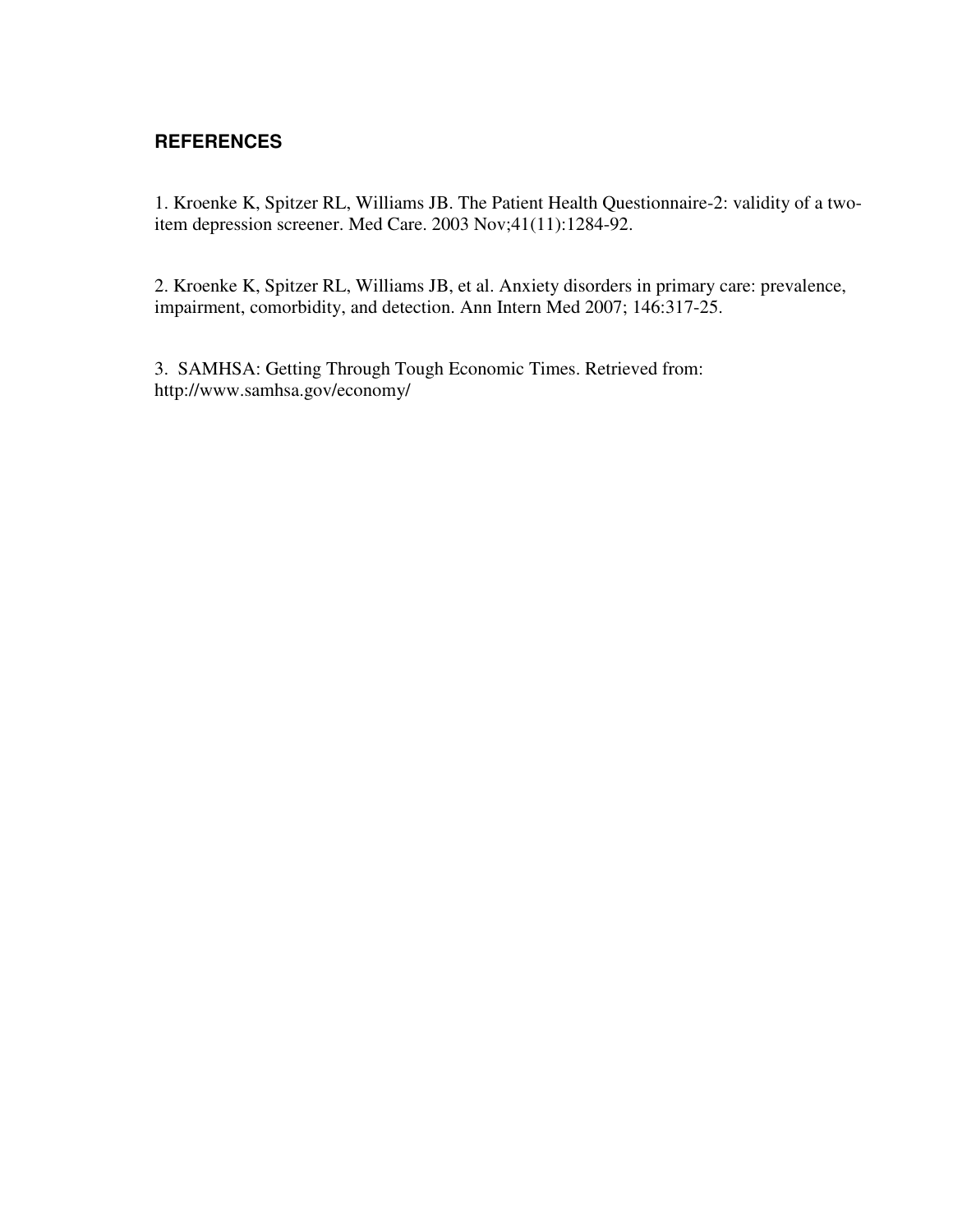## REFERENCES

1. Kroenke K, Spitzer RL, Williams JB. The Patient Health Questionnaire-2: validity of a two-item depression screener. Med Care. 2003 Nov;41(11):1284-92.

2. Kroenke K, Spitzer RL, Williams JB, et al. Anxiety disorders in primary care: prevalence, impairment, comorbidity, and detection. Ann Intern Med 2007; 146:317-25.

3. SAMHSA: Getting Through Tough Economic Times. Retrieved from: http://www.samhsa.gov/economy/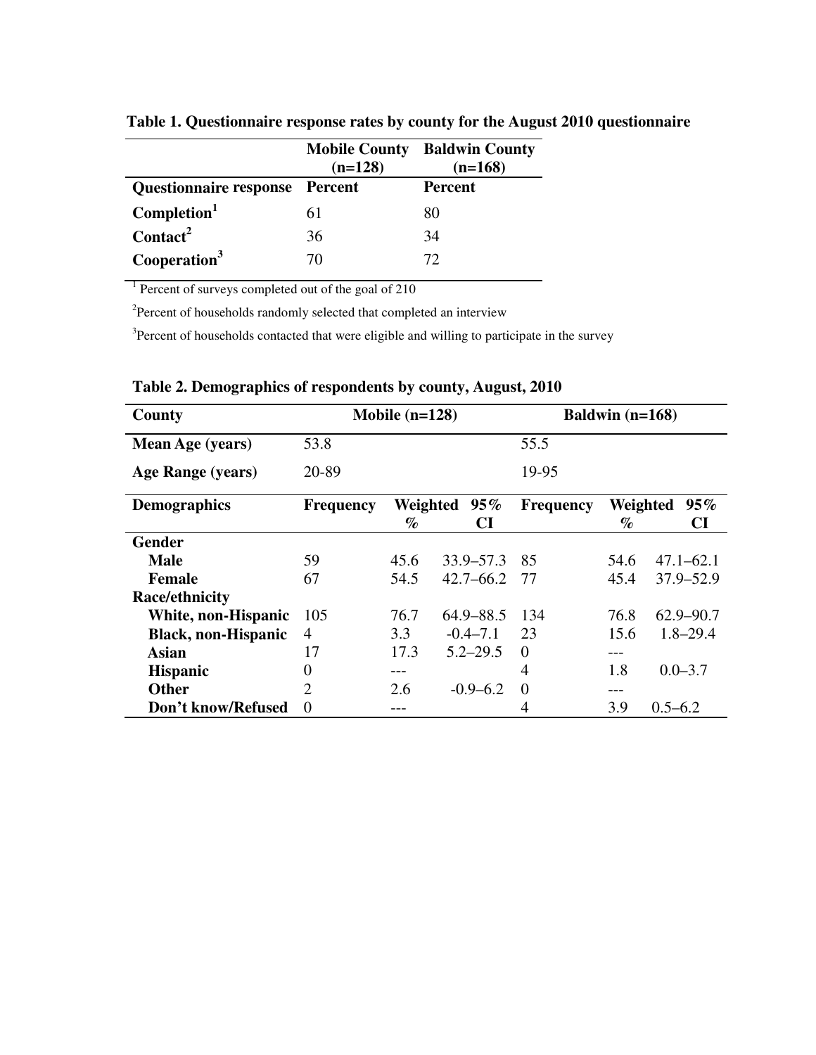**Table 1. Questionnaire response rates by county for the August 2010 questionnaire**

| | Mobile County (n=128) | Baldwin County (n=168) |
|---|---|---|
| **Questionnaire response** | **Percent** | **Percent** |
| **Completion**[1] | 61 | 80 |
| **Contact**[2] | 36 | 34 |
| **Cooperation**[3] | 70 | 72 |

[1] Percent of surveys completed out of the goal of 210

[2] Percent of households randomly selected that completed an interview

[3] Percent of households contacted that were eligible and willing to participate in the survey

**Table 2. Demographics of respondents by county, August, 2010**

| County | Mobile (n=128) | | | Baldwin (n=168) | | |
|---|---|---|---|---|---|---|
| **Mean Age (years)** | 53.8 | | | 55.5 | | |
| **Age Range (years)** | 20-89 | | | 19-95 | | |
| **Demographics** | **Frequency** | **Weighted %** | **95% CI** | **Frequency** | **Weighted %** | **95% CI** |
| **Gender** | | | | | | |
| **Male** | 59 | 45.6 | 33.9–57.3 | 85 | 54.6 | 47.1–62.1 |
| **Female** | 67 | 54.5 | 42.7–66.2 | 77 | 45.4 | 37.9–52.9 |
| **Race/ethnicity** | | | | | | |
| **White, non-Hispanic** | 105 | 76.7 | 64.9–88.5 | 134 | 76.8 | 62.9–90.7 |
| **Black, non-Hispanic** | 4 | 3.3 | -0.4–7.1 | 23 | 15.6 | 1.8–29.4 |
| **Asian** | 17 | 17.3 | 5.2–29.5 | 0 | --- | |
| **Hispanic** | 0 | --- | | 4 | 1.8 | 0.0–3.7 |
| **Other** | 2 | 2.6 | -0.9–6.2 | 0 | --- | |
| **Don't know/Refused** | 0 | --- | | 4 | 3.9 | 0.5–6.2 |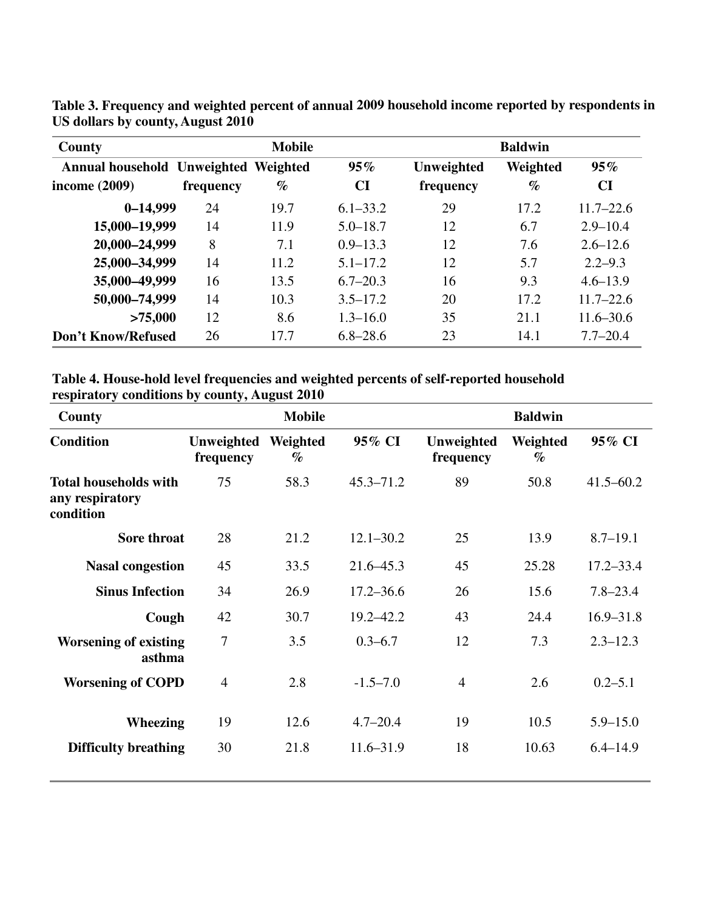**Table 3. Frequency and weighted percent of annual 2009 household income reported by respondents in US dollars by county, August 2010**

| County | Mobile | | | Baldwin | | |
|---|---|---|---|---|---|---|
| Annual household income (2009) | Unweighted frequency | Weighted % | 95% CI | Unweighted frequency | Weighted % | 95% CI |
| 0–14,999 | 24 | 19.7 | 6.1–33.2 | 29 | 17.2 | 11.7–22.6 |
| 15,000–19,999 | 14 | 11.9 | 5.0–18.7 | 12 | 6.7 | 2.9–10.4 |
| 20,000–24,999 | 8 | 7.1 | 0.9–13.3 | 12 | 7.6 | 2.6–12.6 |
| 25,000–34,999 | 14 | 11.2 | 5.1–17.2 | 12 | 5.7 | 2.2–9.3 |
| 35,000–49,999 | 16 | 13.5 | 6.7–20.3 | 16 | 9.3 | 4.6–13.9 |
| 50,000–74,999 | 14 | 10.3 | 3.5–17.2 | 20 | 17.2 | 11.7–22.6 |
| >75,000 | 12 | 8.6 | 1.3–16.0 | 35 | 21.1 | 11.6–30.6 |
| Don't Know/Refused | 26 | 17.7 | 6.8–28.6 | 23 | 14.1 | 7.7–20.4 |

**Table 4. House-hold level frequencies and weighted percents of self-reported household respiratory conditions by county, August 2010**

| County | Mobile | | | Baldwin | | |
|---|---|---|---|---|---|---|
| Condition | Unweighted frequency | Weighted % | 95% CI | Unweighted frequency | Weighted % | 95% CI |
| Total households with any respiratory condition | 75 | 58.3 | 45.3–71.2 | 89 | 50.8 | 41.5–60.2 |
| Sore throat | 28 | 21.2 | 12.1–30.2 | 25 | 13.9 | 8.7–19.1 |
| Nasal congestion | 45 | 33.5 | 21.6–45.3 | 45 | 25.28 | 17.2–33.4 |
| Sinus Infection | 34 | 26.9 | 17.2–36.6 | 26 | 15.6 | 7.8–23.4 |
| Cough | 42 | 30.7 | 19.2–42.2 | 43 | 24.4 | 16.9–31.8 |
| Worsening of existing asthma | 7 | 3.5 | 0.3–6.7 | 12 | 7.3 | 2.3–12.3 |
| Worsening of COPD | 4 | 2.8 | -1.5–7.0 | 4 | 2.6 | 0.2–5.1 |
| Wheezing | 19 | 12.6 | 4.7–20.4 | 19 | 10.5 | 5.9–15.0 |
| Difficulty breathing | 30 | 21.8 | 11.6–31.9 | 18 | 10.63 | 6.4–14.9 |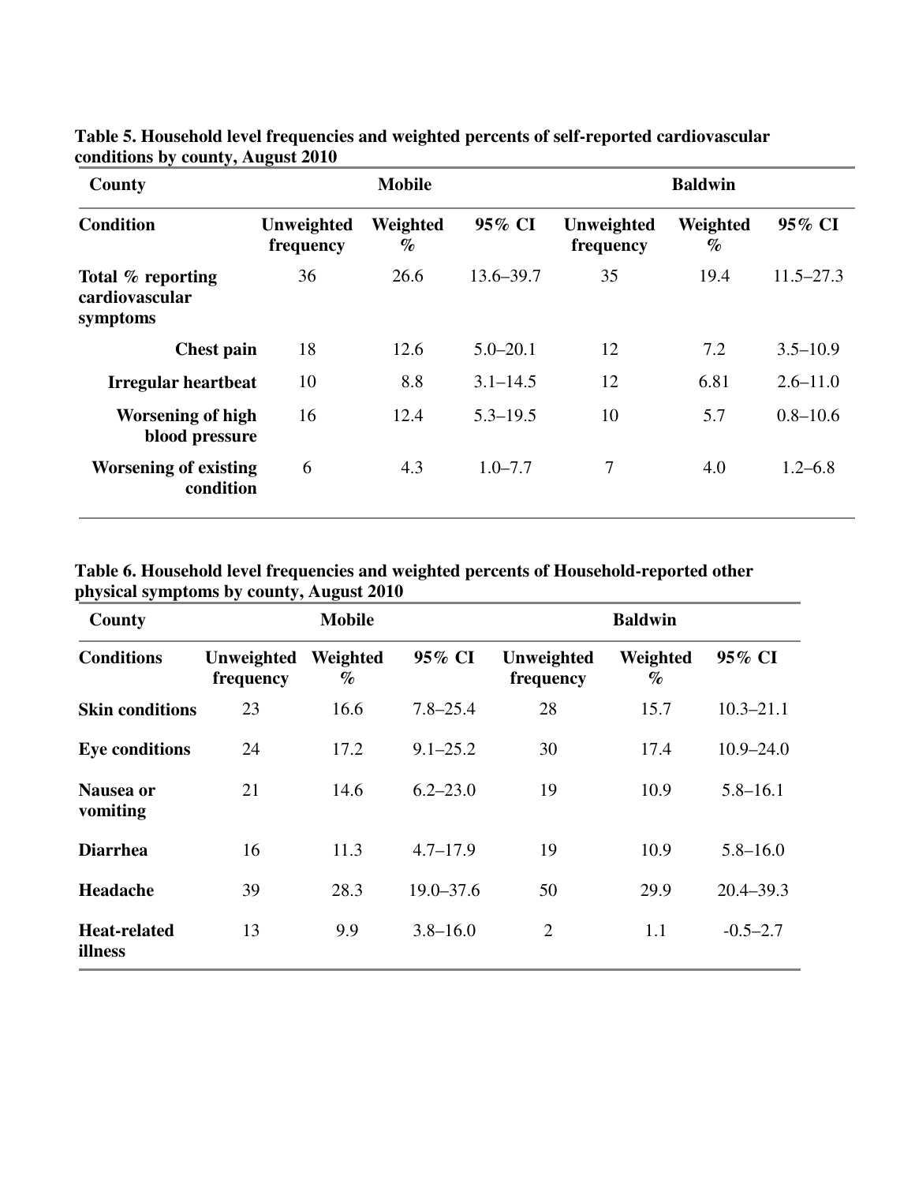**Table 5. Household level frequencies and weighted percents of self-reported cardiovascular conditions by county, August 2010**

| County | Mobile | | | Baldwin | | |
|---|---|---|---|---|---|---|
| **Condition** | **Unweighted frequency** | **Weighted %** | **95% CI** | **Unweighted frequency** | **Weighted %** | **95% CI** |
| **Total % reporting cardiovascular symptoms** | 36 | 26.6 | 13.6–39.7 | 35 | 19.4 | 11.5–27.3 |
| **Chest pain** | 18 | 12.6 | 5.0–20.1 | 12 | 7.2 | 3.5–10.9 |
| **Irregular heartbeat** | 10 | 8.8 | 3.1–14.5 | 12 | 6.81 | 2.6–11.0 |
| **Worsening of high blood pressure** | 16 | 12.4 | 5.3–19.5 | 10 | 5.7 | 0.8–10.6 |
| **Worsening of existing condition** | 6 | 4.3 | 1.0–7.7 | 7 | 4.0 | 1.2–6.8 |

**Table 6. Household level frequencies and weighted percents of Household-reported other physical symptoms by county, August 2010**

| County | Mobile | | | Baldwin | | |
|---|---|---|---|---|---|---|
| **Conditions** | **Unweighted frequency** | **Weighted %** | **95% CI** | **Unweighted frequency** | **Weighted %** | **95% CI** |
| **Skin conditions** | 23 | 16.6 | 7.8–25.4 | 28 | 15.7 | 10.3–21.1 |
| **Eye conditions** | 24 | 17.2 | 9.1–25.2 | 30 | 17.4 | 10.9–24.0 |
| **Nausea or vomiting** | 21 | 14.6 | 6.2–23.0 | 19 | 10.9 | 5.8–16.1 |
| **Diarrhea** | 16 | 11.3 | 4.7–17.9 | 19 | 10.9 | 5.8–16.0 |
| **Headache** | 39 | 28.3 | 19.0–37.6 | 50 | 29.9 | 20.4–39.3 |
| **Heat-related illness** | 13 | 9.9 | 3.8–16.0 | 2 | 1.1 | -0.5–2.7 |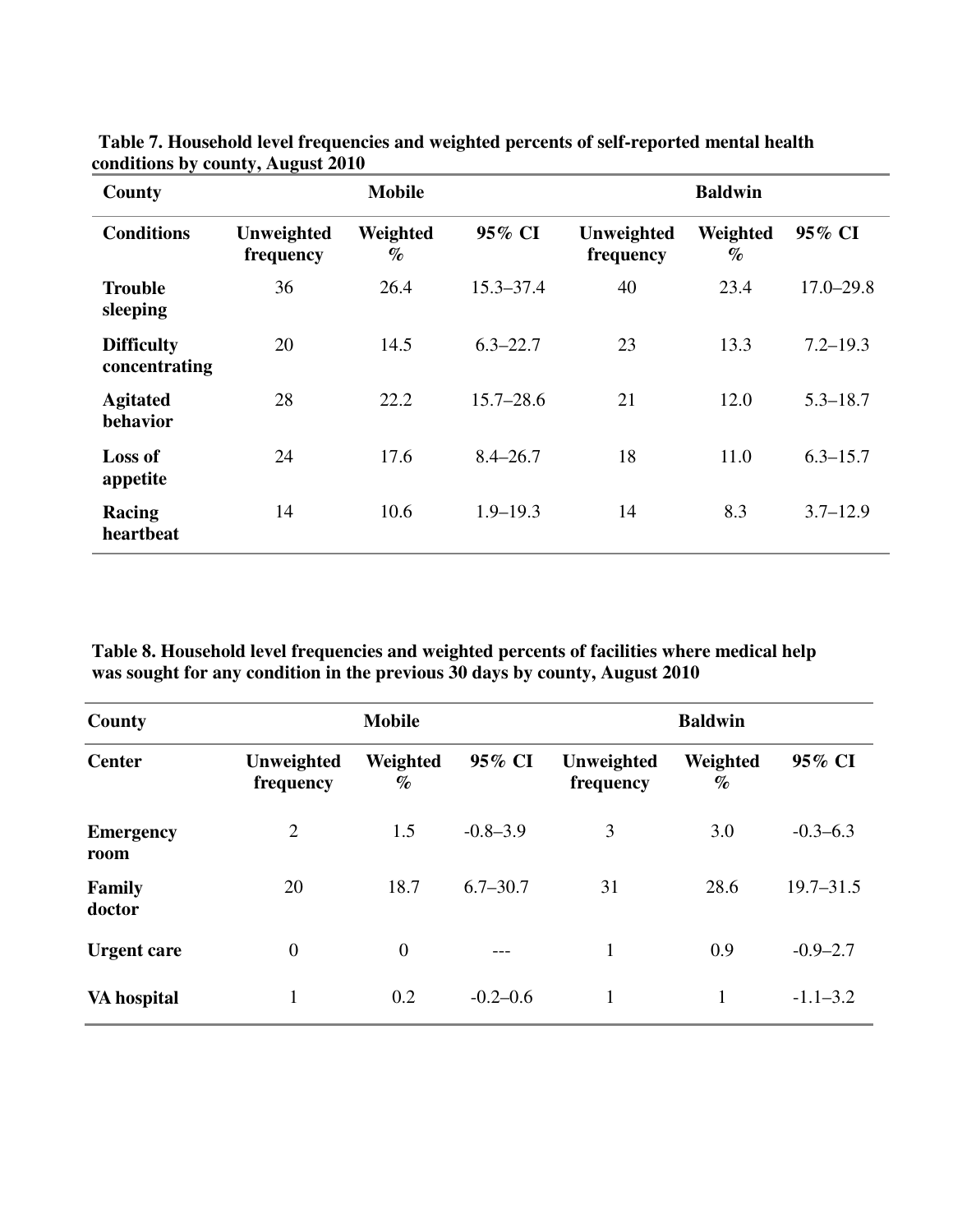**Table 7. Household level frequencies and weighted percents of self-reported mental health conditions by county, August 2010**

| County | Mobile | | | Baldwin | | |
|---|---|---|---|---|---|---|
| **Conditions** | **Unweighted frequency** | **Weighted %** | **95% CI** | **Unweighted frequency** | **Weighted %** | **95% CI** |
| **Trouble sleeping** | 36 | 26.4 | 15.3–37.4 | 40 | 23.4 | 17.0–29.8 |
| **Difficulty concentrating** | 20 | 14.5 | 6.3–22.7 | 23 | 13.3 | 7.2–19.3 |
| **Agitated behavior** | 28 | 22.2 | 15.7–28.6 | 21 | 12.0 | 5.3–18.7 |
| **Loss of appetite** | 24 | 17.6 | 8.4–26.7 | 18 | 11.0 | 6.3–15.7 |
| **Racing heartbeat** | 14 | 10.6 | 1.9–19.3 | 14 | 8.3 | 3.7–12.9 |

**Table 8. Household level frequencies and weighted percents of facilities where medical help was sought for any condition in the previous 30 days by county, August 2010**

| County | Mobile | | | Baldwin | | |
|---|---|---|---|---|---|---|
| **Center** | **Unweighted frequency** | **Weighted %** | **95% CI** | **Unweighted frequency** | **Weighted %** | **95% CI** |
| **Emergency room** | 2 | 1.5 | -0.8–3.9 | 3 | 3.0 | -0.3–6.3 |
| **Family doctor** | 20 | 18.7 | 6.7–30.7 | 31 | 28.6 | 19.7–31.5 |
| **Urgent care** | 0 | 0 | --- | 1 | 0.9 | -0.9–2.7 |
| **VA hospital** | 1 | 0.2 | -0.2–0.6 | 1 | 1 | -1.1–3.2 |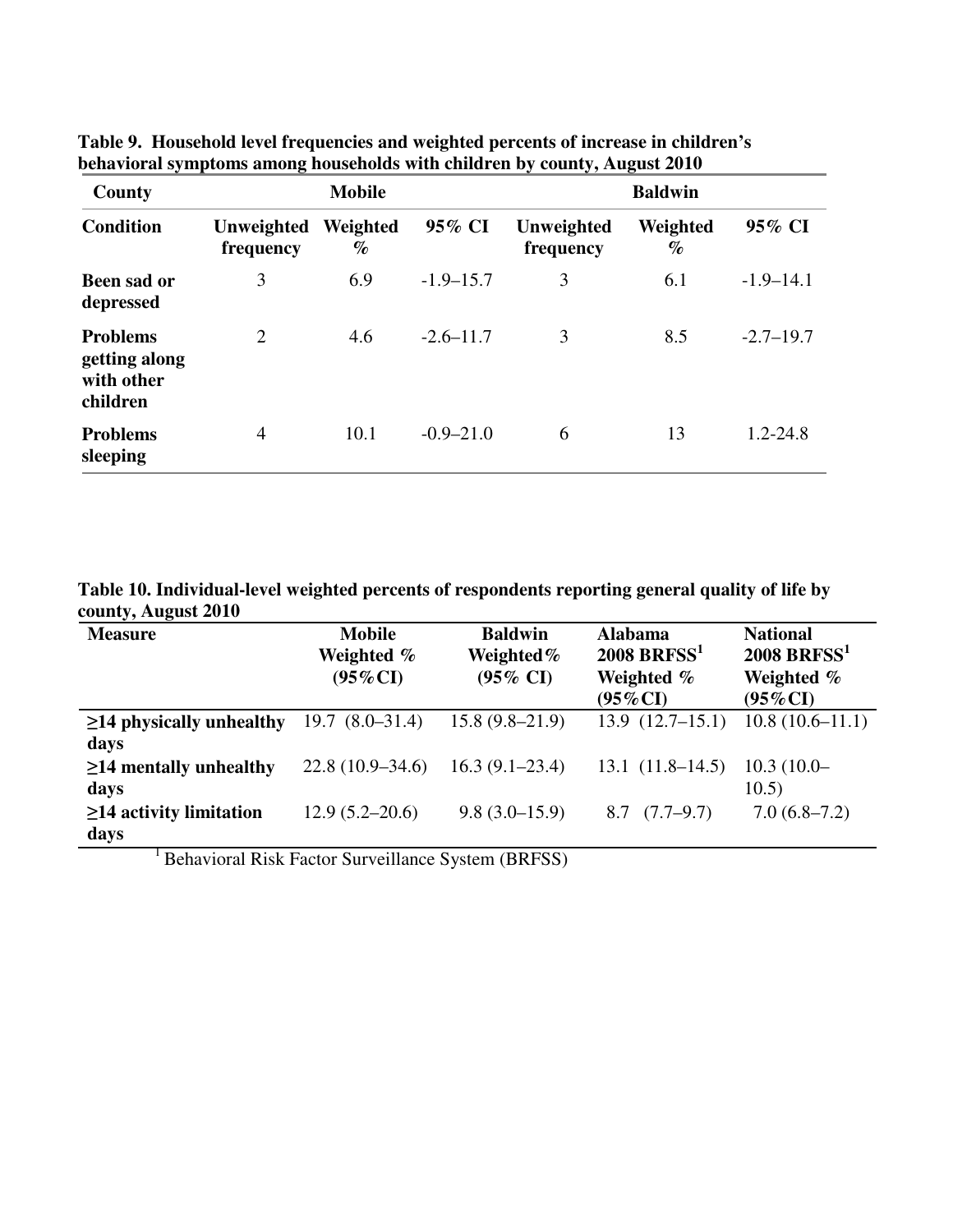**Table 9. Household level frequencies and weighted percents of increase in children's behavioral symptoms among households with children by county, August 2010**

| County | Mobile | | | Baldwin | | |
|---|---|---|---|---|---|---|
| **Condition** | **Unweighted frequency** | **Weighted %** | **95% CI** | **Unweighted frequency** | **Weighted %** | **95% CI** |
| **Been sad or depressed** | 3 | 6.9 | -1.9–15.7 | 3 | 6.1 | -1.9–14.1 |
| **Problems getting along with other children** | 2 | 4.6 | -2.6–11.7 | 3 | 8.5 | -2.7–19.7 |
| **Problems sleeping** | 4 | 10.1 | -0.9–21.0 | 6 | 13 | 1.2-24.8 |

**Table 10. Individual-level weighted percents of respondents reporting general quality of life by county, August 2010**

| Measure | Mobile Weighted % (95%CI) | Baldwin Weighted% (95% CI) | Alabama 2008 BRFSS[1] Weighted % (95%CI) | National 2008 BRFSS[1] Weighted % (95%CI) |
|---|---|---|---|---|
| ≥14 physically unhealthy days | 19.7 (8.0–31.4) | 15.8 (9.8–21.9) | 13.9 (12.7–15.1) | 10.8 (10.6–11.1) |
| ≥14 mentally unhealthy days | 22.8 (10.9–34.6) | 16.3 (9.1–23.4) | 13.1 (11.8–14.5) | 10.3 (10.0–10.5) |
| ≥14 activity limitation days | 12.9 (5.2–20.6) | 9.8 (3.0–15.9) | 8.7 (7.7–9.7) | 7.0 (6.8–7.2) |

[1] Behavioral Risk Factor Surveillance System (BRFSS)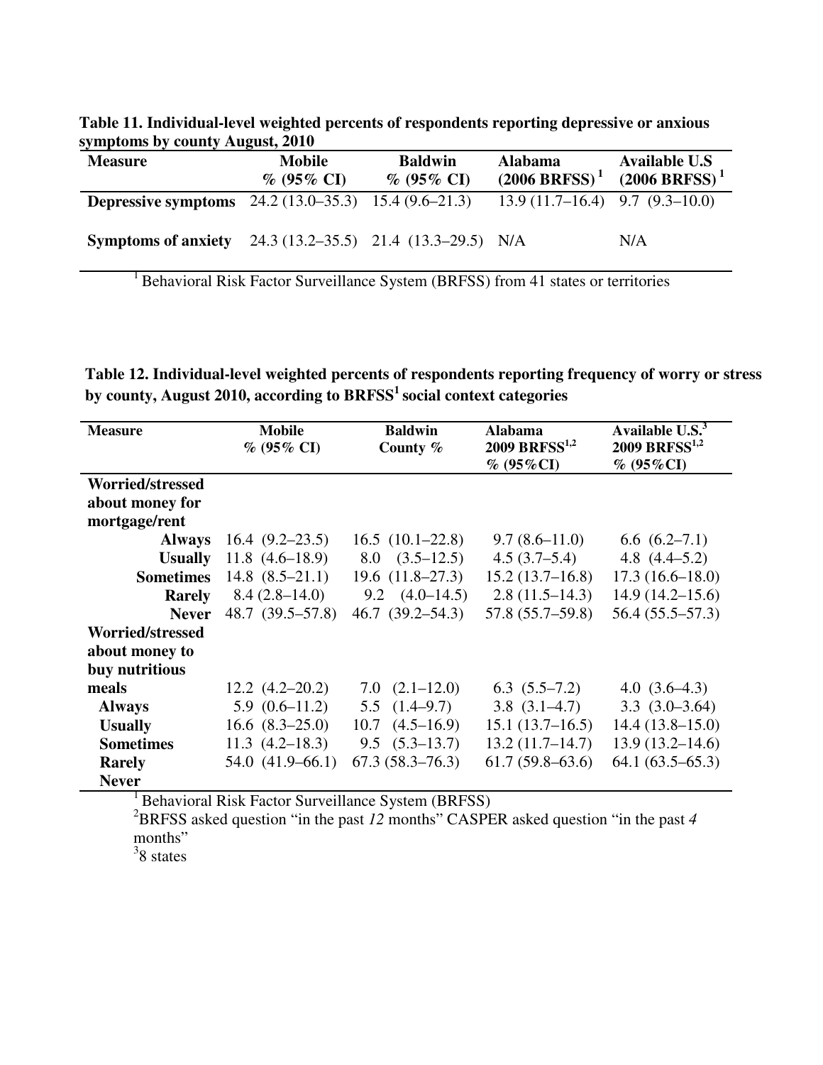**Table 11. Individual-level weighted percents of respondents reporting depressive or anxious symptoms by county August, 2010**

| Measure | Mobile % (95% CI) | Baldwin % (95% CI) | Alabama (2006 BRFSS)[1] | Available U.S (2006 BRFSS)[1] |
|---|---|---|---|---|
| **Depressive symptoms** | 24.2 (13.0–35.3) | 15.4 (9.6–21.3) | 13.9 (11.7–16.4) | 9.7 (9.3–10.0) |
| **Symptoms of anxiety** | 24.3 (13.2–35.5) | 21.4 (13.3–29.5) | N/A | N/A |

[1] Behavioral Risk Factor Surveillance System (BRFSS) from 41 states or territories

**Table 12. Individual-level weighted percents of respondents reporting frequency of worry or stress by county, August 2010, according to BRFSS[1] social context categories**

| Measure | Mobile % (95% CI) | Baldwin County % | Alabama 2009 BRFSS[1,2] % (95%CI) | Available U.S.[3] 2009 BRFSS[1,2] % (95%CI) |
|---|---|---|---|---|
| **Worried/stressed about money for mortgage/rent** | | | | |
| **Always** | 16.4 (9.2–23.5) | 16.5 (10.1–22.8) | 9.7 (8.6–11.0) | 6.6 (6.2–7.1) |
| **Usually** | 11.8 (4.6–18.9) | 8.0 (3.5–12.5) | 4.5 (3.7–5.4) | 4.8 (4.4–5.2) |
| **Sometimes** | 14.8 (8.5–21.1) | 19.6 (11.8–27.3) | 15.2 (13.7–16.8) | 17.3 (16.6–18.0) |
| **Rarely** | 8.4 (2.8–14.0) | 9.2 (4.0–14.5) | 2.8 (11.5–14.3) | 14.9 (14.2–15.6) |
| **Never** | 48.7 (39.5–57.8) | 46.7 (39.2–54.3) | 57.8 (55.7–59.8) | 56.4 (55.5–57.3) |
| **Worried/stressed about money to buy nutritious meals** | | | | |
| **Always** | 12.2 (4.2–20.2) | 7.0 (2.1–12.0) | 6.3 (5.5–7.2) | 4.0 (3.6–4.3) |
| **Usually** | 5.9 (0.6–11.2) | 5.5 (1.4–9.7) | 3.8 (3.1–4.7) | 3.3 (3.0–3.64) |
| **Sometimes** | 16.6 (8.3–25.0) | 10.7 (4.5–16.9) | 15.1 (13.7–16.5) | 14.4 (13.8–15.0) |
| **Rarely** | 11.3 (4.2–18.3) | 9.5 (5.3–13.7) | 13.2 (11.7–14.7) | 13.9 (13.2–14.6) |
| **Never** | 54.0 (41.9–66.1) | 67.3 (58.3–76.3) | 61.7 (59.8–63.6) | 64.1 (63.5–65.3) |

[1] Behavioral Risk Factor Surveillance System (BRFSS)
[2] BRFSS asked question "in the past *12* months" CASPER asked question "in the past *4* months"
[3] 8 states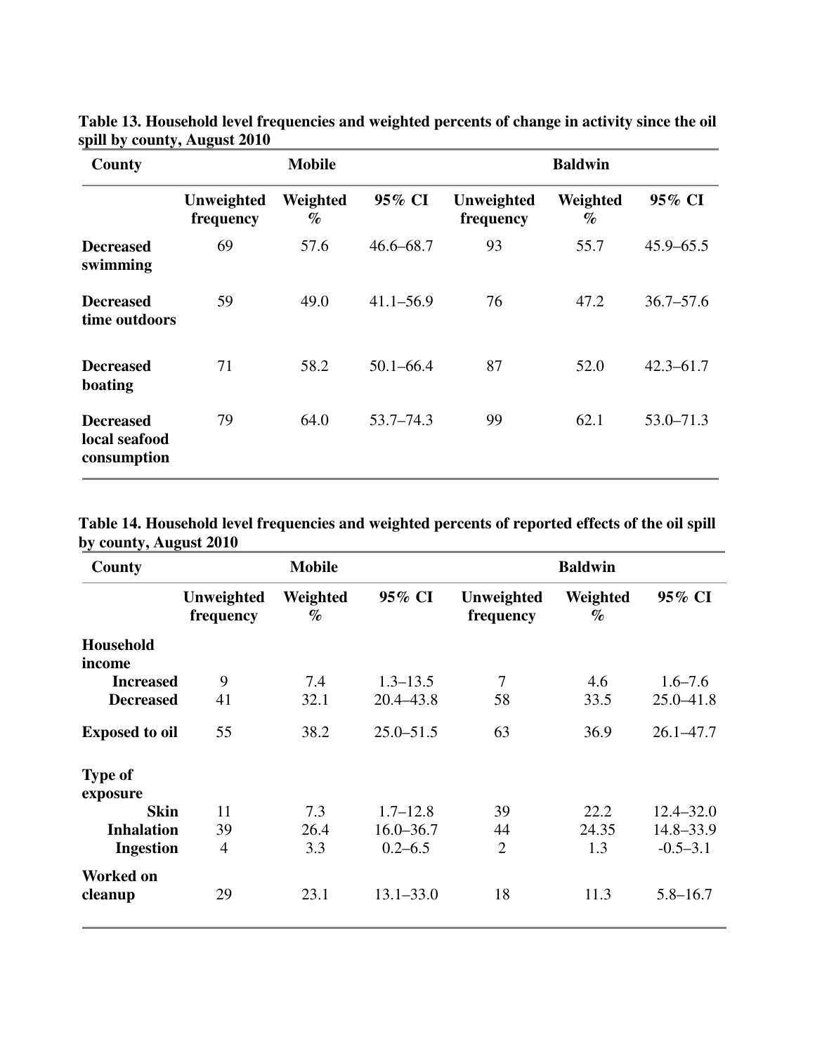**Table 13. Household level frequencies and weighted percents of change in activity since the oil spill by county, August 2010**

| County | Mobile | | | Baldwin | | |
|---|---|---|---|---|---|---|
| | Unweighted frequency | Weighted % | 95% CI | Unweighted frequency | Weighted % | 95% CI |
| **Decreased swimming** | 69 | 57.6 | 46.6–68.7 | 93 | 55.7 | 45.9–65.5 |
| **Decreased time outdoors** | 59 | 49.0 | 41.1–56.9 | 76 | 47.2 | 36.7–57.6 |
| **Decreased boating** | 71 | 58.2 | 50.1–66.4 | 87 | 52.0 | 42.3–61.7 |
| **Decreased local seafood consumption** | 79 | 64.0 | 53.7–74.3 | 99 | 62.1 | 53.0–71.3 |

**Table 14. Household level frequencies and weighted percents of reported effects of the oil spill by county, August 2010**

| County | Mobile | | | Baldwin | | |
|---|---|---|---|---|---|---|
| | Unweighted frequency | Weighted % | 95% CI | Unweighted frequency | Weighted % | 95% CI |
| **Household income** | | | | | | |
| **Increased** | 9 | 7.4 | 1.3–13.5 | 7 | 4.6 | 1.6–7.6 |
| **Decreased** | 41 | 32.1 | 20.4–43.8 | 58 | 33.5 | 25.0–41.8 |
| **Exposed to oil** | 55 | 38.2 | 25.0–51.5 | 63 | 36.9 | 26.1–47.7 |
| **Type of exposure** | | | | | | |
| **Skin** | 11 | 7.3 | 1.7–12.8 | 39 | 22.2 | 12.4–32.0 |
| **Inhalation** | 39 | 26.4 | 16.0–36.7 | 44 | 24.35 | 14.8–33.9 |
| **Ingestion** | 4 | 3.3 | 0.2–6.5 | 2 | 1.3 | -0.5–3.1 |
| **Worked on cleanup** | 29 | 23.1 | 13.1–33.0 | 18 | 11.3 | 5.8–16.7 |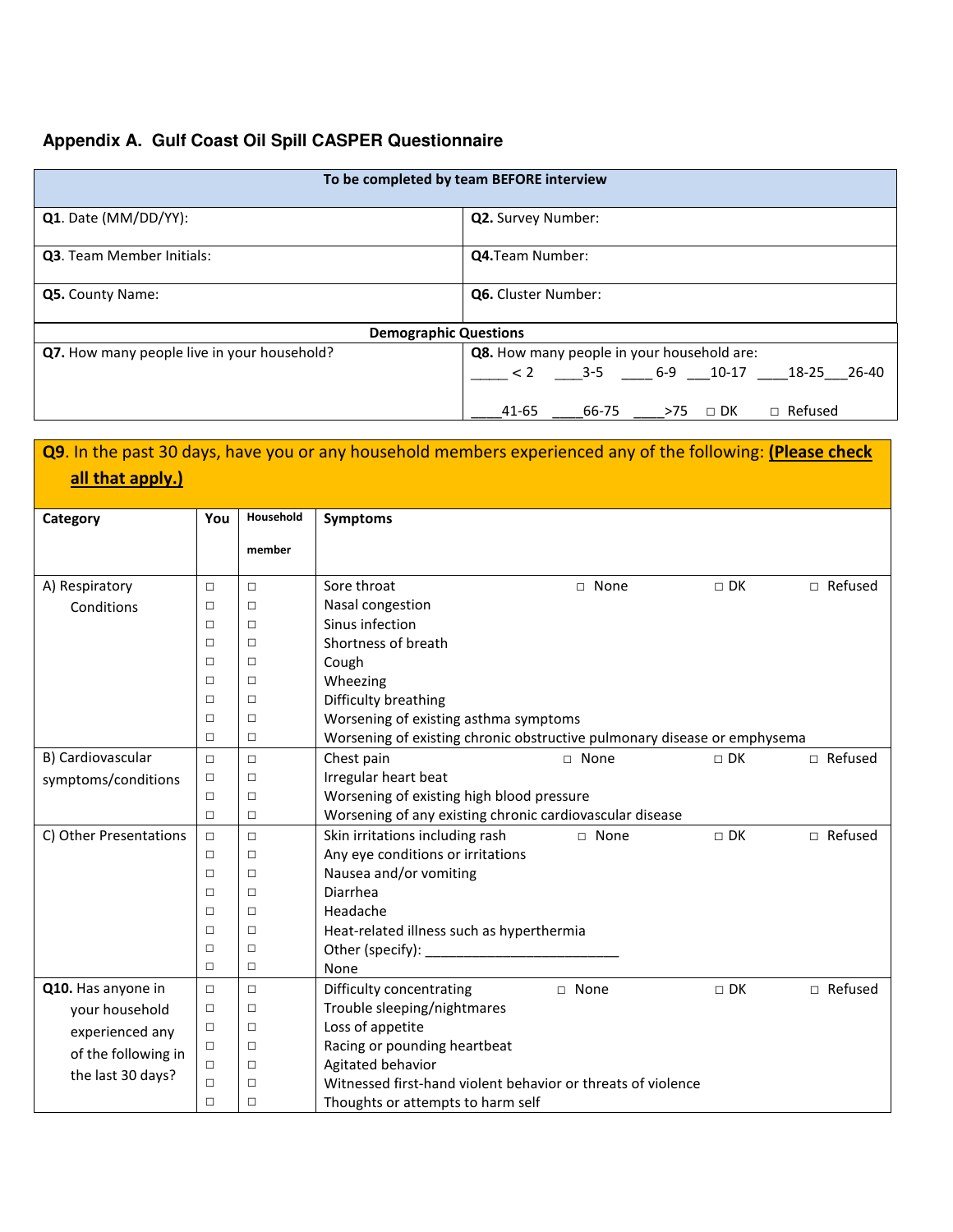### Appendix A. Gulf Coast Oil Spill CASPER Questionnaire

| To be completed by team BEFORE interview | |
|---|---|
| **Q1**. Date (MM/DD/YY): | **Q2.** Survey Number: |
| **Q3**. Team Member Initials: | **Q4.**Team Number: |
| **Q5.** County Name: | **Q6.** Cluster Number: |
| **Demographic Questions** | |
| **Q7.** How many people live in your household? | **Q8.** How many people in your household are: _____ < 2 ____3-5 ____ 6-9 ___10-17 ____18-25___26-40 ____41-65 ____66-75 ____>75 □ DK □ Refused |

**Q9**. In the past 30 days, have you or any household members experienced any of the following: **(Please check all that apply.)**

| Category | You | Household member | Symptoms | | | |
|---|---|---|---|---|---|---|
| A) Respiratory Conditions | □ | □ | Sore throat | □ None | □ DK | □ Refused |
| | □ | □ | Nasal congestion | | | |
| | □ | □ | Sinus infection | | | |
| | □ | □ | Shortness of breath | | | |
| | □ | □ | Cough | | | |
| | □ | □ | Wheezing | | | |
| | □ | □ | Difficulty breathing | | | |
| | □ | □ | Worsening of existing asthma symptoms | | | |
| | □ | □ | Worsening of existing chronic obstructive pulmonary disease or emphysema | | | |
| B) Cardiovascular symptoms/conditions | □ | □ | Chest pain | □ None | □ DK | □ Refused |
| | □ | □ | Irregular heart beat | | | |
| | □ | □ | Worsening of existing high blood pressure | | | |
| | □ | □ | Worsening of any existing chronic cardiovascular disease | | | |
| C) Other Presentations | □ | □ | Skin irritations including rash | □ None | □ DK | □ Refused |
| | □ | □ | Any eye conditions or irritations | | | |
| | □ | □ | Nausea and/or vomiting | | | |
| | □ | □ | Diarrhea | | | |
| | □ | □ | Headache | | | |
| | □ | □ | Heat-related illness such as hyperthermia | | | |
| | □ | □ | Other (specify): _________________________ | | | |
| | □ | □ | None | | | |
| **Q10.** Has anyone in your household experienced any of the following in the last 30 days? | □ | □ | Difficulty concentrating | □ None | □ DK | □ Refused |
| | □ | □ | Trouble sleeping/nightmares | | | |
| | □ | □ | Loss of appetite | | | |
| | □ | □ | Racing or pounding heartbeat | | | |
| | □ | □ | Agitated behavior | | | |
| | □ | □ | Witnessed first-hand violent behavior or threats of violence | | | |
| | □ | □ | Thoughts or attempts to harm self | | | |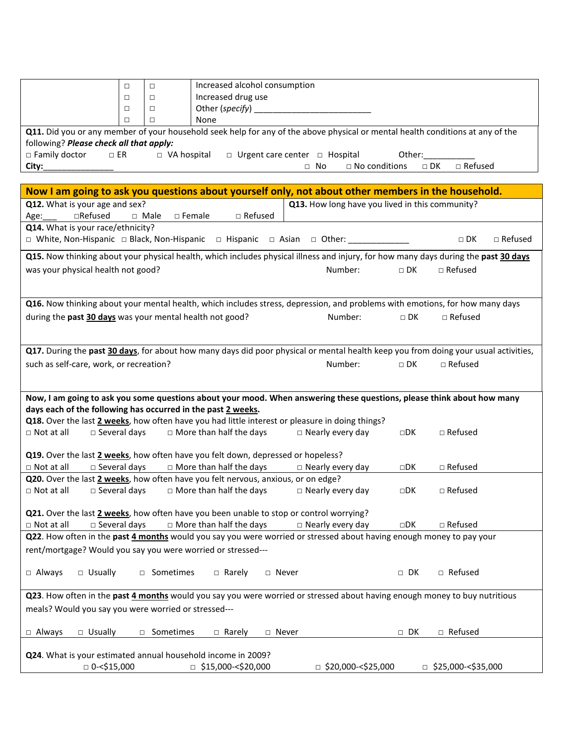| | □ | □ | Increased alcohol consumption |
|---|---|---|---|
| | □ | □ | Increased drug use |
| | □ | □ | Other (*specify*) ________________________ |
| | □ | □ | None |

**Q11.** Did you or any member of your household seek help for any of the above physical or mental health conditions at any of the following? ***Please check all that apply:***

□ Family doctor  □ ER  □ VA hospital  □ Urgent care center  □ Hospital  Other:___________

**City:**_______________  □ No  □ No conditions  □ DK  □ Refused

**Now I am going to ask you questions about yourself only, not about other members in the household.**

**Q12.** What is your age and sex?
Age:___ □Refused  □ Male  □ Female  □ Refused

**Q13.** How long have you lived in this community?

**Q14.** What is your race/ethnicity?
□ White, Non-Hispanic  □ Black, Non-Hispanic  □ Hispanic  □ Asian  □ Other: _____________  □ DK  □ Refused

**Q15.** Now thinking about your physical health, which includes physical illness and injury, for how many days during the **past <u>30 days</u>** was your physical health not good?  Number:  □ DK  □ Refused

**Q16.** Now thinking about your mental health, which includes stress, depression, and problems with emotions, for how many days during the **past <u>30 days</u>** was your mental health not good?  Number:  □ DK  □ Refused

**Q17.** During the **past <u>30 days</u>**, for about how many days did poor physical or mental health keep you from doing your usual activities, such as self-care, work, or recreation?  Number:  □ DK  □ Refused

**Now, I am going to ask you some questions about your mood. When answering these questions, please think about how many days each of the following has occurred in the past <u>2 weeks</u>.**

**Q18.** Over the last **<u>2 weeks</u>**, how often have you had little interest or pleasure in doing things?
□ Not at all  □ Several days  □ More than half the days  □ Nearly every day  □DK  □ Refused

**Q19.** Over the last **<u>2 weeks</u>**, how often have you felt down, depressed or hopeless?
□ Not at all  □ Several days  □ More than half the days  □ Nearly every day  □DK  □ Refused

**Q20.** Over the last **<u>2 weeks</u>**, how often have you felt nervous, anxious, or on edge?
□ Not at all  □ Several days  □ More than half the days  □ Nearly every day  □DK  □ Refused

**Q21.** Over the last **<u>2 weeks</u>**, how often have you been unable to stop or control worrying?
□ Not at all  □ Several days  □ More than half the days  □ Nearly every day  □DK  □ Refused

**Q22**. How often in the **past <u>4 months</u>** would you say you were worried or stressed about having enough money to pay your rent/mortgage? Would you say you were worried or stressed---

□ Always  □ Usually  □ Sometimes  □ Rarely  □ Never  □ DK  □ Refused

**Q23**. How often in the **past <u>4 months</u>** would you say you were worried or stressed about having enough money to buy nutritious meals? Would you say you were worried or stressed---

□ Always  □ Usually  □ Sometimes  □ Rarely  □ Never  □ DK  □ Refused

**Q24**. What is your estimated annual household income in 2009?
□ 0-<$15,000  □ $15,000-<$20,000  □ $20,000-<$25,000  □ $25,000-<$35,000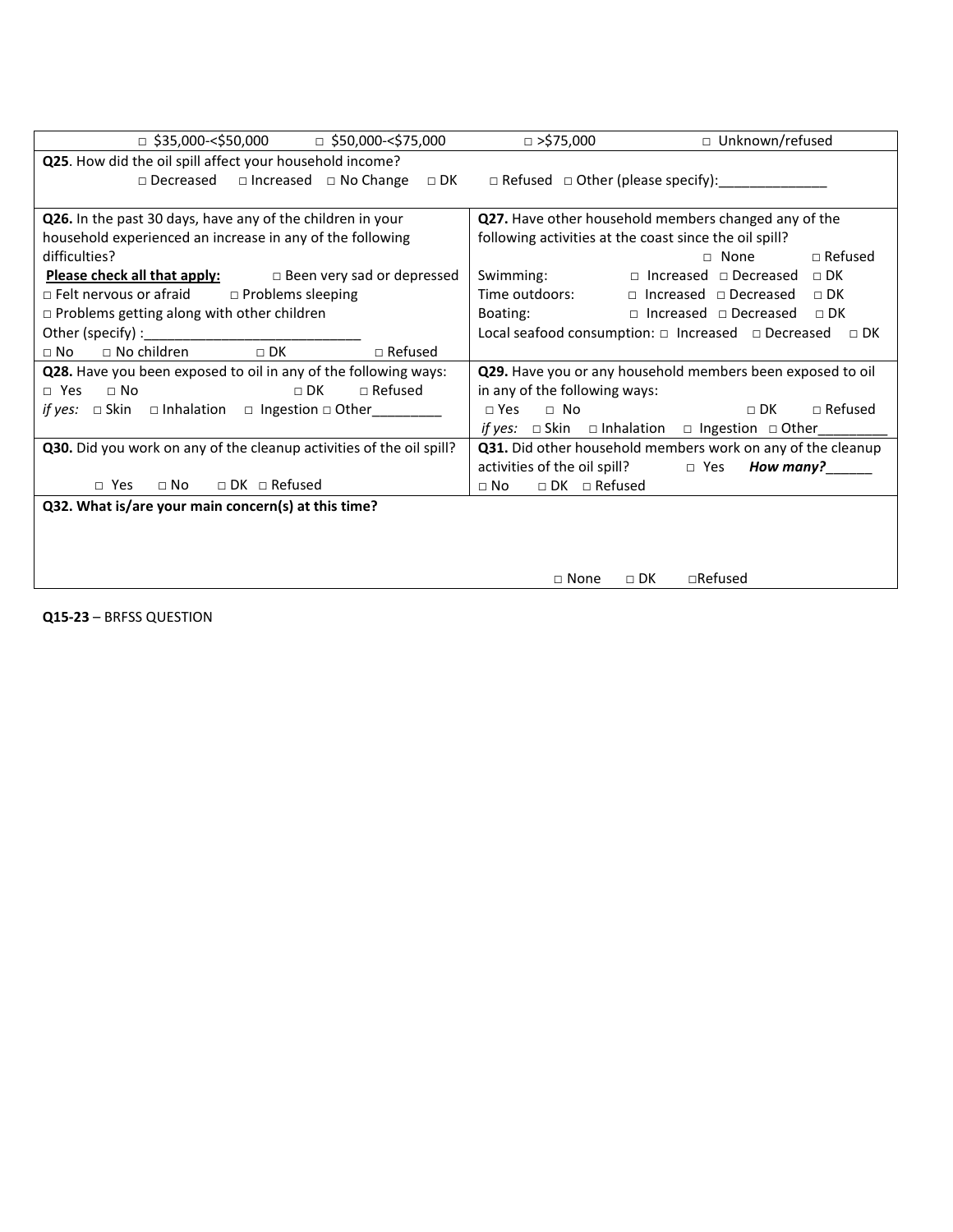| □ $35,000-<$50,000 □ $50,000-<$75,000 □ >$75,000 □ Unknown/refused | |
|---|---|
| **Q25**. How did the oil spill affect your household income?<br>□ Decreased □ Increased □ No Change □ DK □ Refused □ Other (please specify):______________ | |
| **Q26.** In the past 30 days, have any of the children in your household experienced an increase in any of the following difficulties?<br>**Please check all that apply:** □ Been very sad or depressed<br>□ Felt nervous or afraid □ Problems sleeping<br>□ Problems getting along with other children<br>Other (specify) :____________________________<br>□ No □ No children □ DK □ Refused | **Q27.** Have other household members changed any of the following activities at the coast since the oil spill?<br>□ None □ Refused<br>Swimming: □ Increased □ Decreased □ DK<br>Time outdoors: □ Increased □ Decreased □ DK<br>Boating: □ Increased □ Decreased □ DK<br>Local seafood consumption: □ Increased □ Decreased □ DK |
| **Q28.** Have you been exposed to oil in any of the following ways:<br>□ Yes □ No □ DK □ Refused<br>*if yes:* □ Skin □ Inhalation □ Ingestion □ Other_________ | **Q29.** Have you or any household members been exposed to oil in any of the following ways:<br>□ Yes □ No □ DK □ Refused<br>*if yes:* □ Skin □ Inhalation □ Ingestion □ Other_________ |
| **Q30.** Did you work on any of the cleanup activities of the oil spill?<br>□ Yes □ No □ DK □ Refused | **Q31.** Did other household members work on any of the cleanup activities of the oil spill? □ Yes ***How many?***______<br>□ No □ DK □ Refused |
| **Q32. What is/are your main concern(s) at this time?**<br><br>□ None □ DK □Refused | |

**Q15-23** – BRFSS QUESTION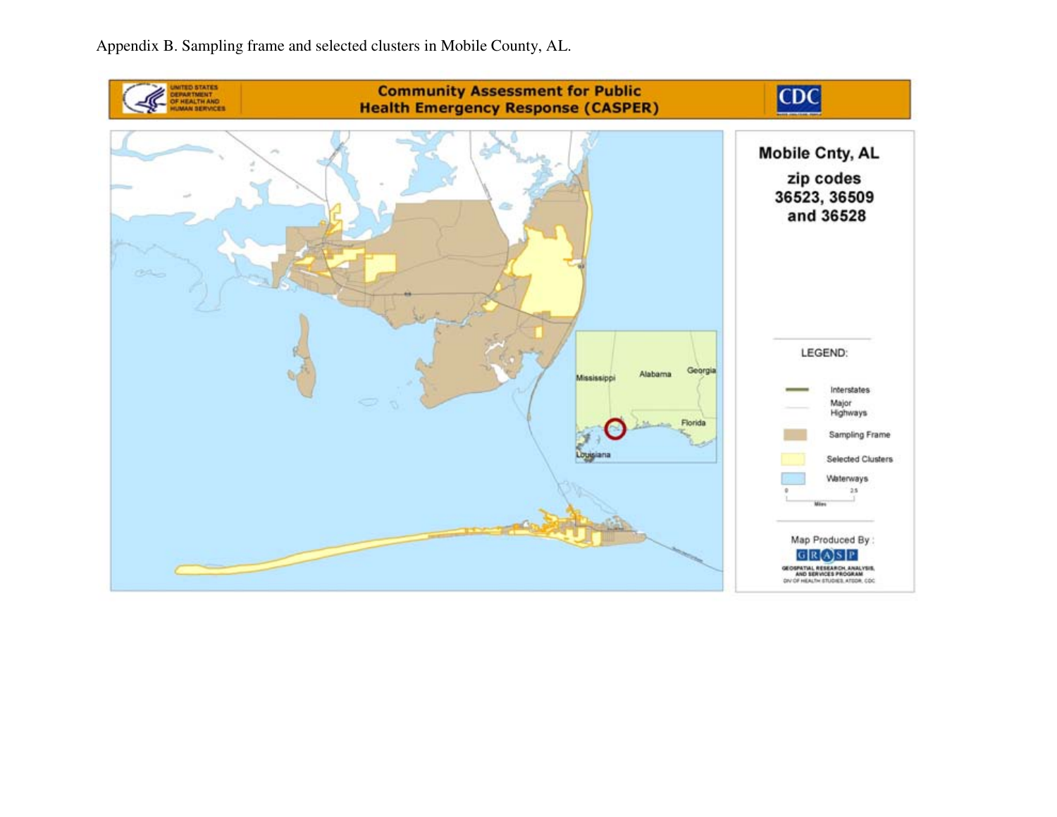Appendix B. Sampling frame and selected clusters in Mobile County, AL.

Community Assessment for Public Health Emergency Response (CASPER)

Mobile Cnty, AL

zip codes 36523, 36509 and 36528

LEGEND:

- Interstates
- Major Highways
- Sampling Frame
- Selected Clusters
- Waterways

0 2.5 Miles

Map Produced By: GRASP GEOSPATIAL RESEARCH, ANALYSIS, AND SERVICES PROGRAM DIV OF HEALTH STUDIES, ATSDR, CDC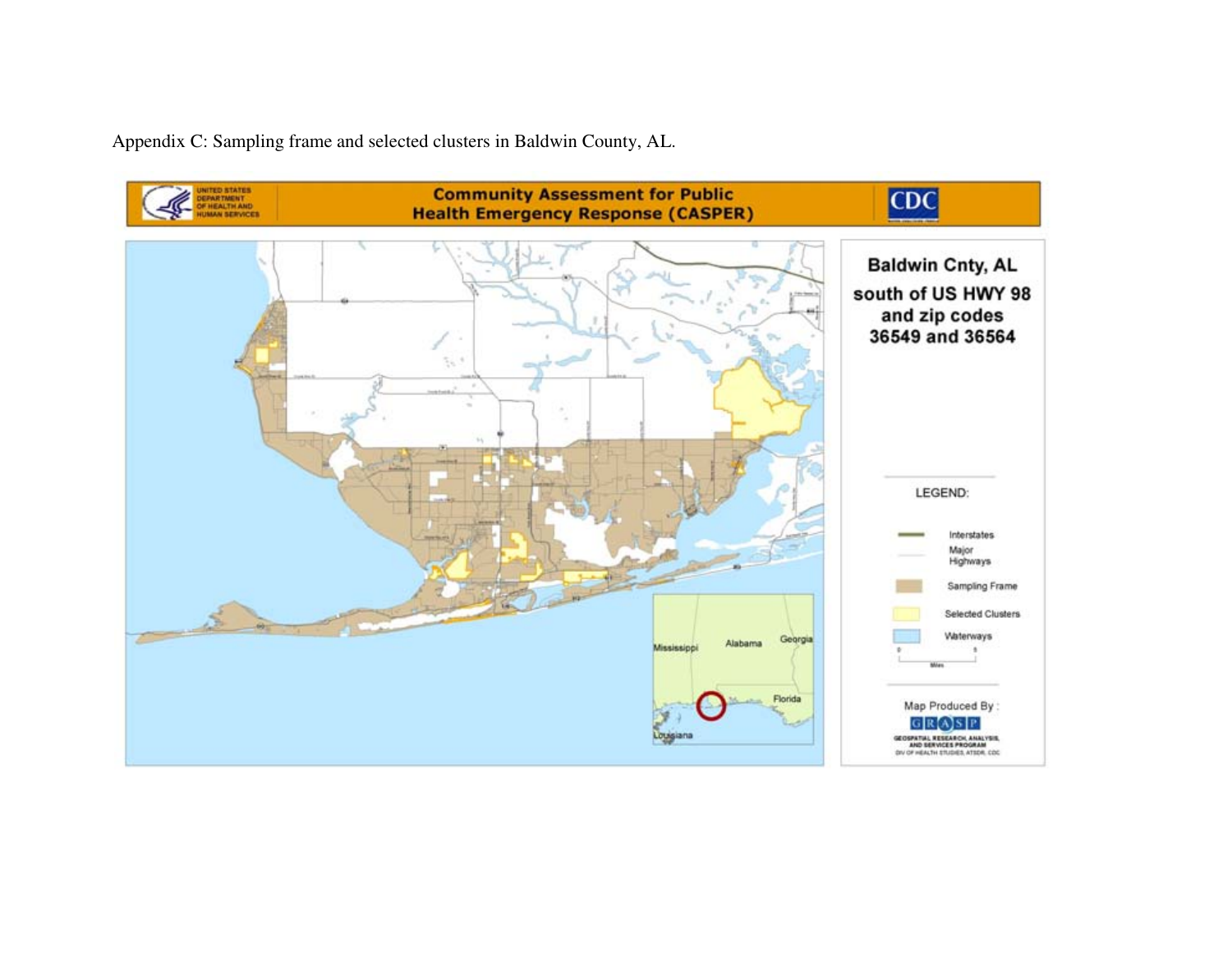Appendix C: Sampling frame and selected clusters in Baldwin County, AL.

UNITED STATES DEPARTMENT OF HEALTH AND HUMAN SERVICES

Community Assessment for Public Health Emergency Response (CASPER)

CDC

Baldwin Cnty, AL
south of US HWY 98
and zip codes
36549 and 36564

LEGEND:

Interstates

Major Highways

Sampling Frame

Selected Clusters

Waterways

0 5

Miles

Mississippi

Alabama

Georgia

Florida

Louisiana

Map Produced By:

GRASP

GEOSPATIAL RESEARCH, ANALYSIS, AND SERVICES PROGRAM

DIV OF HEALTH STUDIES, ATSDR, CDC